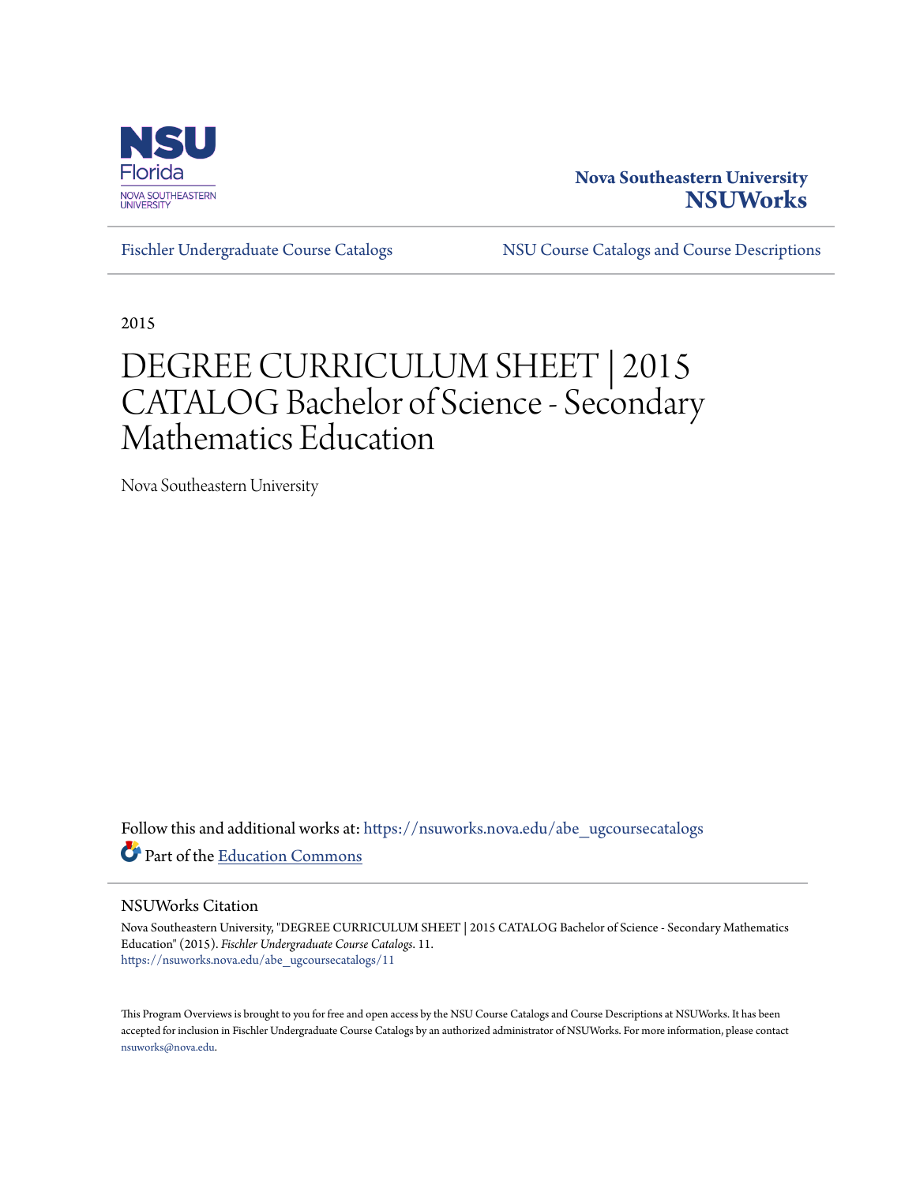Nova Southeastern University
**NSUWorks**

Fischler Undergraduate Course Catalogs | NSU Course Catalogs and Course Descriptions

2015

# DEGREE CURRICULUM SHEET | 2015 CATALOG Bachelor of Science - Secondary Mathematics Education

Nova Southeastern University

Follow this and additional works at: https://nsuworks.nova.edu/abe_ugcoursecatalogs

Part of the Education Commons

## NSUWorks Citation

Nova Southeastern University, "DEGREE CURRICULUM SHEET | 2015 CATALOG Bachelor of Science - Secondary Mathematics Education" (2015). *Fischler Undergraduate Course Catalogs*. 11.
https://nsuworks.nova.edu/abe_ugcoursecatalogs/11

This Program Overviews is brought to you for free and open access by the NSU Course Catalogs and Course Descriptions at NSUWorks. It has been accepted for inclusion in Fischler Undergraduate Course Catalogs by an authorized administrator of NSUWorks. For more information, please contact nsuworks@nova.edu.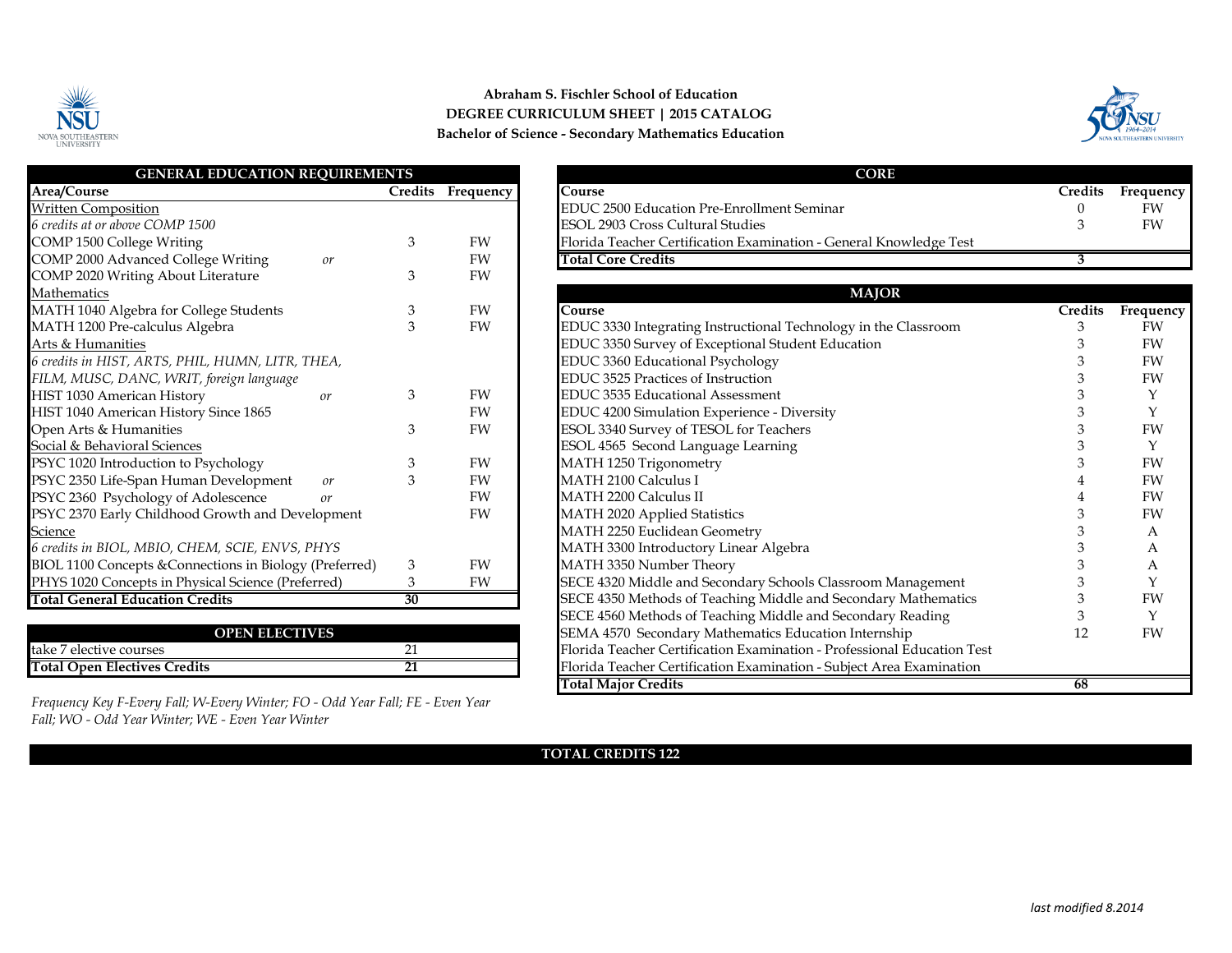**Abraham S. Fischler School of Education**
**DEGREE CURRICULUM SHEET | 2015 CATALOG**
**Bachelor of Science - Secondary Mathematics Education**

| GENERAL EDUCATION REQUIREMENTS | | |
|---|---|---|
| **Area/Course** | **Credits** | **Frequency** |
| Written Composition | | |
| *6 credits at or above COMP 1500* | | |
| COMP 1500 College Writing | 3 | FW |
| COMP 2000 Advanced College Writing *or* | | FW |
| COMP 2020 Writing About Literature | 3 | FW |
| Mathematics | | |
| MATH 1040 Algebra for College Students | 3 | FW |
| MATH 1200 Pre-calculus Algebra | 3 | FW |
| Arts & Humanities | | |
| *6 credits in HIST, ARTS, PHIL, HUMN, LITR, THEA, FILM, MUSC, DANC, WRIT, foreign language* | | |
| HIST 1030 American History *or* | 3 | FW |
| HIST 1040 American History Since 1865 | | FW |
| Open Arts & Humanities | 3 | FW |
| Social & Behavioral Sciences | | |
| PSYC 1020 Introduction to Psychology | 3 | FW |
| PSYC 2350 Life-Span Human Development *or* | 3 | FW |
| PSYC 2360 Psychology of Adolescence *or* | | FW |
| PSYC 2370 Early Childhood Growth and Development | | FW |
| Science | | |
| *6 credits in BIOL, MBIO, CHEM, SCIE, ENVS, PHYS* | | |
| BIOL 1100 Concepts &Connections in Biology (Preferred) | 3 | FW |
| PHYS 1020 Concepts in Physical Science (Preferred) | 3 | FW |
| **Total General Education Credits** | **30** | |

| OPEN ELECTIVES | |
|---|---|
| take 7 elective courses | 21 |
| **Total Open Electives Credits** | **21** |

*Frequency Key F-Every Fall; W-Every Winter; FO - Odd Year Fall; FE - Even Year Fall; WO - Odd Year Winter; WE - Even Year Winter*

| CORE | | |
|---|---|---|
| **Course** | **Credits** | **Frequency** |
| EDUC 2500 Education Pre-Enrollment Seminar | 0 | FW |
| ESOL 2903 Cross Cultural Studies | 3 | FW |
| Florida Teacher Certification Examination - General Knowledge Test | | |
| **Total Core Credits** | **3** | |

| MAJOR | | |
|---|---|---|
| **Course** | **Credits** | **Frequency** |
| EDUC 3330 Integrating Instructional Technology in the Classroom | 3 | FW |
| EDUC 3350 Survey of Exceptional Student Education | 3 | FW |
| EDUC 3360 Educational Psychology | 3 | FW |
| EDUC 3525 Practices of Instruction | 3 | FW |
| EDUC 3535 Educational Assessment | 3 | Y |
| EDUC 4200 Simulation Experience - Diversity | 3 | Y |
| ESOL 3340 Survey of TESOL for Teachers | 3 | FW |
| ESOL 4565 Second Language Learning | 3 | Y |
| MATH 1250 Trigonometry | 3 | FW |
| MATH 2100 Calculus I | 4 | FW |
| MATH 2200 Calculus II | 4 | FW |
| MATH 2020 Applied Statistics | 3 | FW |
| MATH 2250 Euclidean Geometry | 3 | A |
| MATH 3300 Introductory Linear Algebra | 3 | A |
| MATH 3350 Number Theory | 3 | A |
| SECE 4320 Middle and Secondary Schools Classroom Management | 3 | Y |
| SECE 4350 Methods of Teaching Middle and Secondary Mathematics | 3 | FW |
| SECE 4560 Methods of Teaching Middle and Secondary Reading | 3 | Y |
| SEMA 4570 Secondary Mathematics Education Internship | 12 | FW |
| Florida Teacher Certification Examination - Professional Education Test | | |
| Florida Teacher Certification Examination - Subject Area Examination | | |
| **Total Major Credits** | **68** | |

**TOTAL CREDITS 122**

*last modified 8.2014*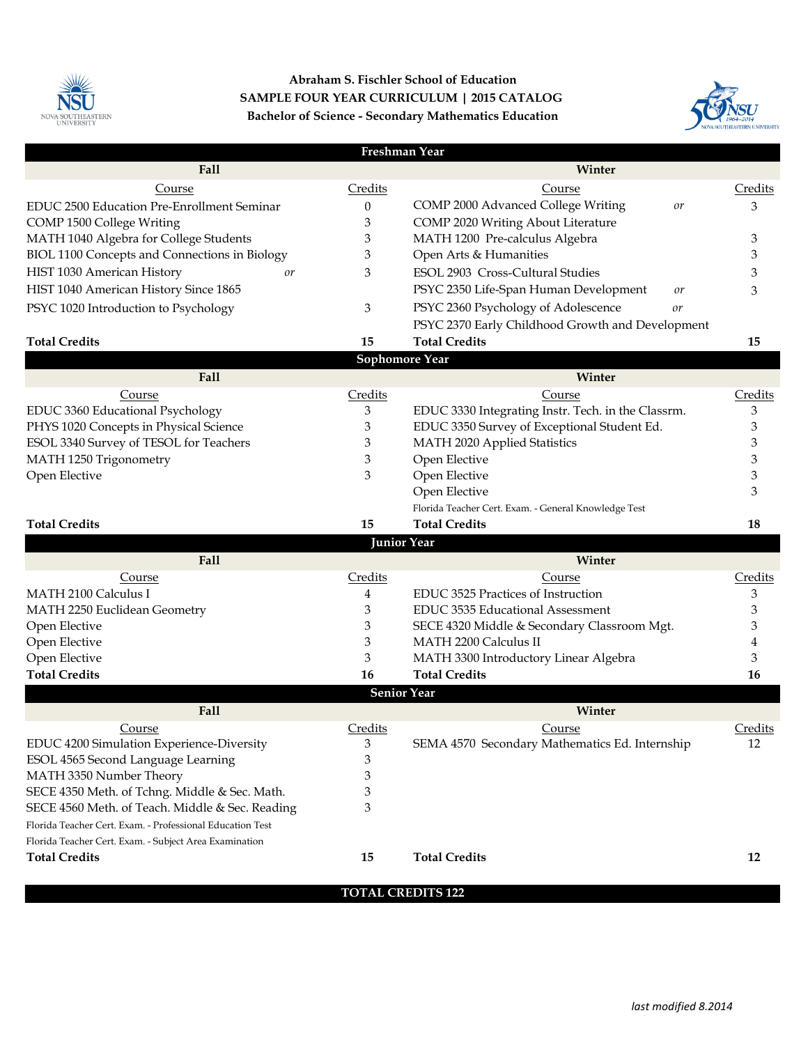**Abraham S. Fischler School of Education**
**SAMPLE FOUR YEAR CURRICULUM | 2015 CATALOG**
**Bachelor of Science - Secondary Mathematics Education**

## Freshman Year

| Fall Course | Credits | Winter Course | Credits |
|---|---|---|---|
| EDUC 2500 Education Pre-Enrollment Seminar | 0 | COMP 2000 Advanced College Writing *or* | 3 |
| COMP 1500 College Writing | 3 | COMP 2020 Writing About Literature | |
| MATH 1040 Algebra for College Students | 3 | MATH 1200 Pre-calculus Algebra | 3 |
| BIOL 1100 Concepts and Connections in Biology | 3 | Open Arts & Humanities | 3 |
| HIST 1030 American History *or* | 3 | ESOL 2903 Cross-Cultural Studies | 3 |
| HIST 1040 American History Since 1865 | | PSYC 2350 Life-Span Human Development *or* | 3 |
| PSYC 1020 Introduction to Psychology | 3 | PSYC 2360 Psychology of Adolescence *or* | |
| | | PSYC 2370 Early Childhood Growth and Development | |
| **Total Credits** | **15** | **Total Credits** | **15** |

## Sophomore Year

| Fall Course | Credits | Winter Course | Credits |
|---|---|---|---|
| EDUC 3360 Educational Psychology | 3 | EDUC 3330 Integrating Instr. Tech. in the Classrm. | 3 |
| PHYS 1020 Concepts in Physical Science | 3 | EDUC 3350 Survey of Exceptional Student Ed. | 3 |
| ESOL 3340 Survey of TESOL for Teachers | 3 | MATH 2020 Applied Statistics | 3 |
| MATH 1250 Trigonometry | 3 | Open Elective | 3 |
| Open Elective | 3 | Open Elective | 3 |
| | | Open Elective | 3 |
| | | Florida Teacher Cert. Exam. - General Knowledge Test | |
| **Total Credits** | **15** | **Total Credits** | **18** |

## Junior Year

| Fall Course | Credits | Winter Course | Credits |
|---|---|---|---|
| MATH 2100 Calculus I | 4 | EDUC 3525 Practices of Instruction | 3 |
| MATH 2250 Euclidean Geometry | 3 | EDUC 3535 Educational Assessment | 3 |
| Open Elective | 3 | SECE 4320 Middle & Secondary Classroom Mgt. | 3 |
| Open Elective | 3 | MATH 2200 Calculus II | 4 |
| Open Elective | 3 | MATH 3300 Introductory Linear Algebra | 3 |
| **Total Credits** | **16** | **Total Credits** | **16** |

## Senior Year

| Fall Course | Credits | Winter Course | Credits |
|---|---|---|---|
| EDUC 4200 Simulation Experience-Diversity | 3 | SEMA 4570 Secondary Mathematics Ed. Internship | 12 |
| ESOL 4565 Second Language Learning | 3 | | |
| MATH 3350 Number Theory | 3 | | |
| SECE 4350 Meth. of Tchng. Middle & Sec. Math. | 3 | | |
| SECE 4560 Meth. of Teach. Middle & Sec. Reading | 3 | | |
| Florida Teacher Cert. Exam. - Professional Education Test | | | |
| Florida Teacher Cert. Exam. - Subject Area Examination | | | |
| **Total Credits** | **15** | **Total Credits** | **12** |

**TOTAL CREDITS 122**

*last modified 8.2014*